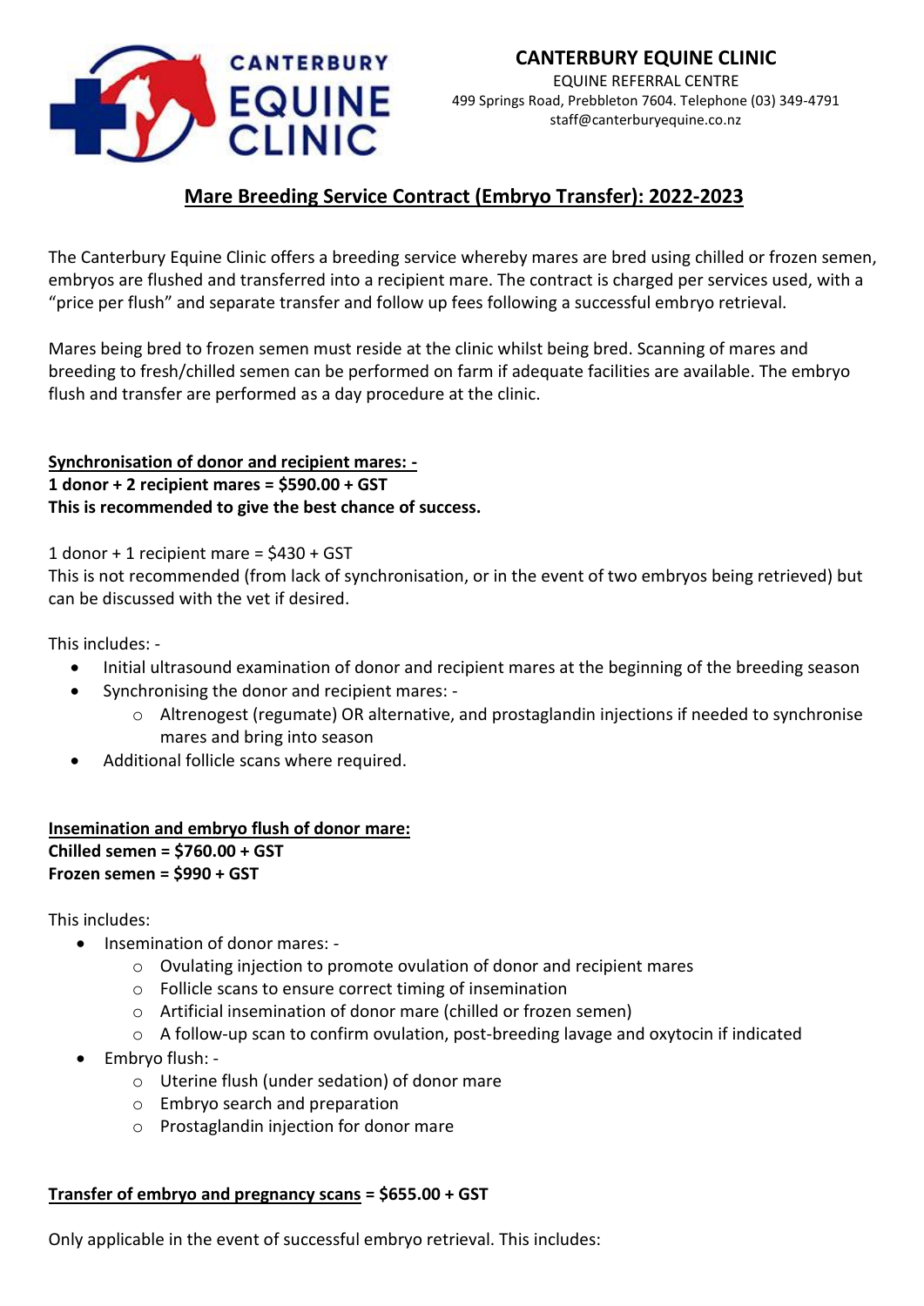# CANTERBURY EQUINE CLINIC

EQUINE REFERRAL CENTRE
499 Springs Road, Prebbleton 7604. Telephone (03) 349-4791
staff@canterburyequine.co.nz

## Mare Breeding Service Contract (Embryo Transfer): 2022-2023

The Canterbury Equine Clinic offers a breeding service whereby mares are bred using chilled or frozen semen, embryos are flushed and transferred into a recipient mare. The contract is charged per services used, with a "price per flush" and separate transfer and follow up fees following a successful embryo retrieval.

Mares being bred to frozen semen must reside at the clinic whilst being bred. Scanning of mares and breeding to fresh/chilled semen can be performed on farm if adequate facilities are available. The embryo flush and transfer are performed as a day procedure at the clinic.

**Synchronisation of donor and recipient mares: -**
**1 donor + 2 recipient mares = $590.00 + GST**
**This is recommended to give the best chance of success.**

1 donor + 1 recipient mare = $430 + GST
This is not recommended (from lack of synchronisation, or in the event of two embryos being retrieved) but can be discussed with the vet if desired.

This includes: -

- Initial ultrasound examination of donor and recipient mares at the beginning of the breeding season
- Synchronising the donor and recipient mares: -
  - Altrenogest (regumate) OR alternative, and prostaglandin injections if needed to synchronise mares and bring into season
- Additional follicle scans where required.

**Insemination and embryo flush of donor mare:**
**Chilled semen = $760.00 + GST**
**Frozen semen = $990 + GST**

This includes:

- Insemination of donor mares: -
  - Ovulating injection to promote ovulation of donor and recipient mares
  - Follicle scans to ensure correct timing of insemination
  - Artificial insemination of donor mare (chilled or frozen semen)
  - A follow-up scan to confirm ovulation, post-breeding lavage and oxytocin if indicated
- Embryo flush: -
  - Uterine flush (under sedation) of donor mare
  - Embryo search and preparation
  - Prostaglandin injection for donor mare

**Transfer of embryo and pregnancy scans = $655.00 + GST**

Only applicable in the event of successful embryo retrieval. This includes: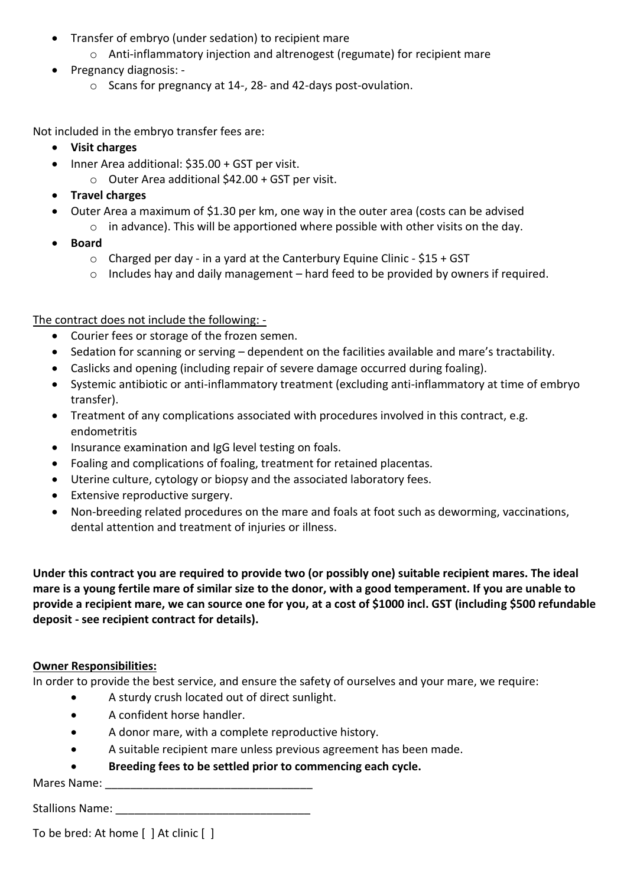- Transfer of embryo (under sedation) to recipient mare
    - Anti-inflammatory injection and altrenogest (regumate) for recipient mare
- Pregnancy diagnosis: -
    - Scans for pregnancy at 14-, 28- and 42-days post-ovulation.

Not included in the embryo transfer fees are:

- **Visit charges**
- Inner Area additional: $35.00 + GST per visit.
    - Outer Area additional $42.00 + GST per visit.
- **Travel charges**
- Outer Area a maximum of $1.30 per km, one way in the outer area (costs can be advised
    - in advance). This will be apportioned where possible with other visits on the day.
- **Board**
    - Charged per day - in a yard at the Canterbury Equine Clinic - $15 + GST
    - Includes hay and daily management – hard feed to be provided by owners if required.

<u>The contract does not include the following: -</u>

- Courier fees or storage of the frozen semen.
- Sedation for scanning or serving – dependent on the facilities available and mare's tractability.
- Caslicks and opening (including repair of severe damage occurred during foaling).
- Systemic antibiotic or anti-inflammatory treatment (excluding anti-inflammatory at time of embryo transfer).
- Treatment of any complications associated with procedures involved in this contract, e.g. endometritis
- Insurance examination and IgG level testing on foals.
- Foaling and complications of foaling, treatment for retained placentas.
- Uterine culture, cytology or biopsy and the associated laboratory fees.
- Extensive reproductive surgery.
- Non-breeding related procedures on the mare and foals at foot such as deworming, vaccinations, dental attention and treatment of injuries or illness.

**Under this contract you are required to provide two (or possibly one) suitable recipient mares. The ideal mare is a young fertile mare of similar size to the donor, with a good temperament. If you are unable to provide a recipient mare, we can source one for you, at a cost of $1000 incl. GST (including $500 refundable deposit - see recipient contract for details).**

**<u>Owner Responsibilities:</u>**

In order to provide the best service, and ensure the safety of ourselves and your mare, we require:

- A sturdy crush located out of direct sunlight.
- A confident horse handler.
- A donor mare, with a complete reproductive history.
- A suitable recipient mare unless previous agreement has been made.
- **Breeding fees to be settled prior to commencing each cycle.**

Mares Name: _________________________________

Stallions Name: _______________________________

To be bred: At home [ ] At clinic [ ]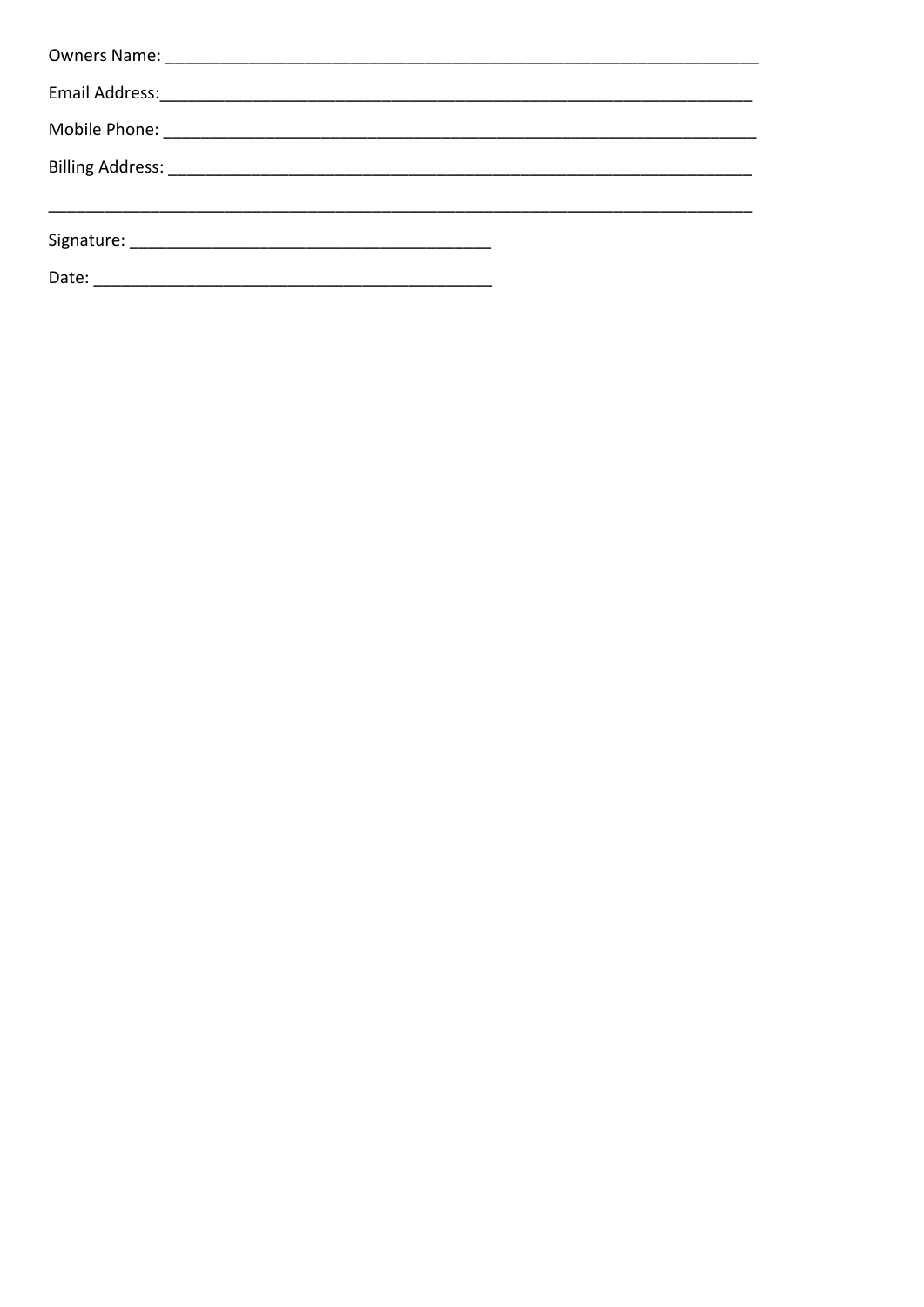Owners Name: ___________________________________________________________________

Email Address:__________________________________________________________________

Mobile Phone: __________________________________________________________________

Billing Address: ________________________________________________________________

_______________________________________________________________________________

Signature: ______________________________________

Date: __________________________________________